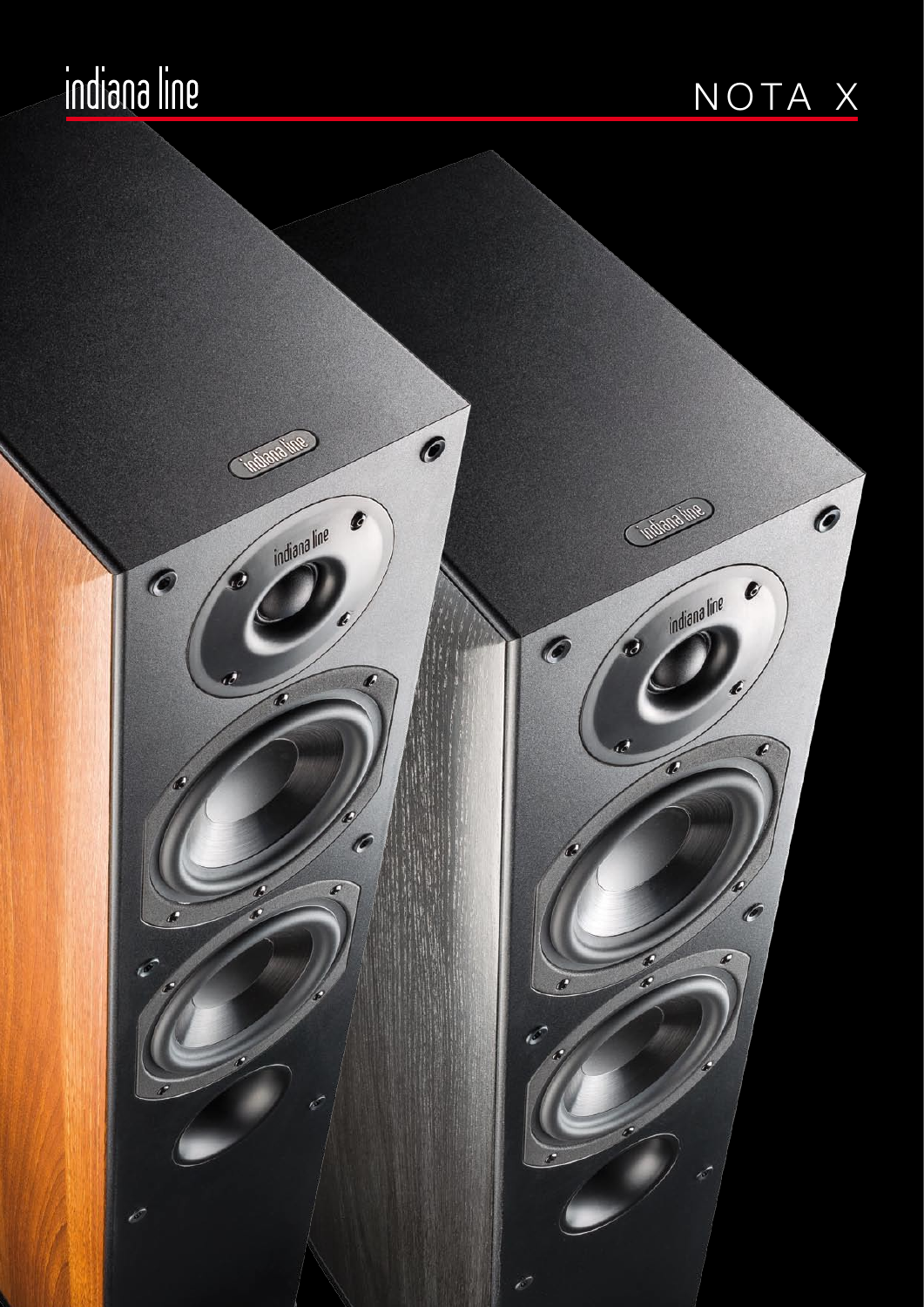indiana line

# NOTA X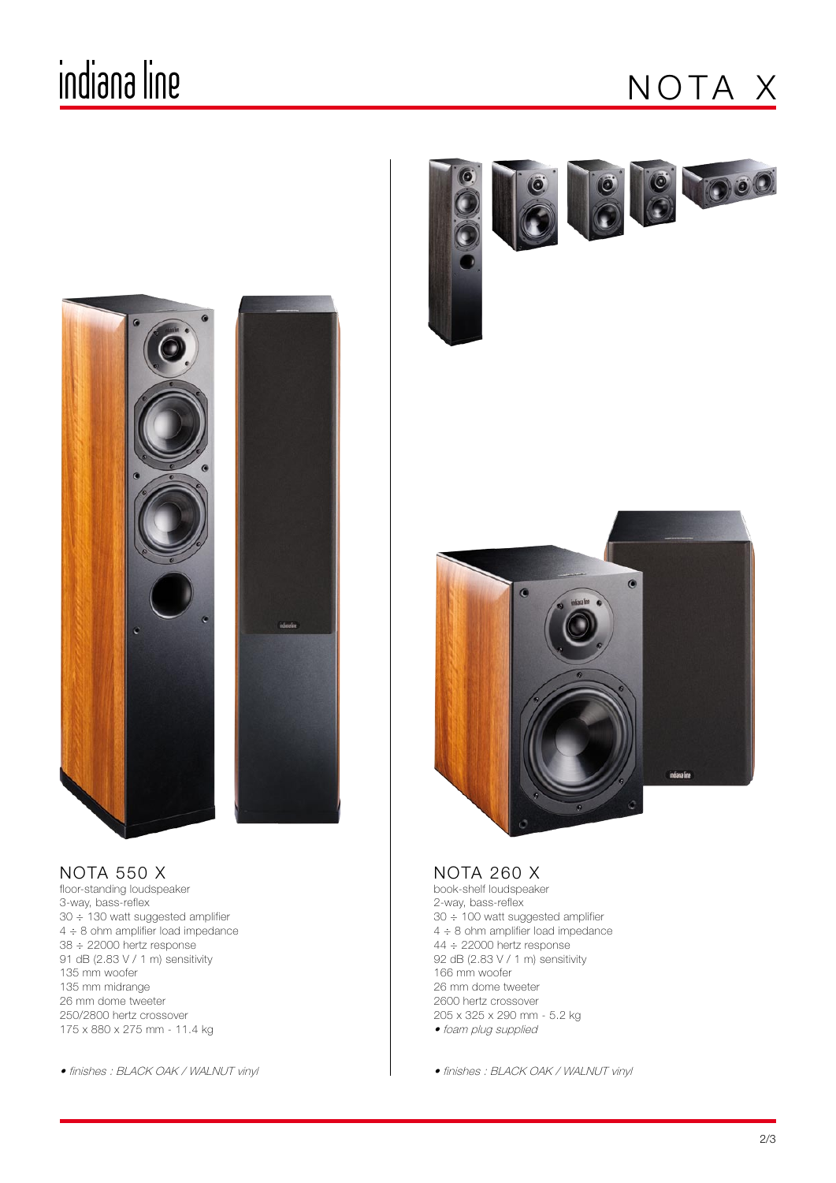# NOTA X

## NOTA 550 X

floor-standing loudspeaker
3-way, bass-reflex
30 ÷ 130 watt suggested amplifier
4 ÷ 8 ohm amplifier load impedance
38 ÷ 22000 hertz response
91 dB (2.83 V / 1 m) sensitivity
135 mm woofer
135 mm midrange
26 mm dome tweeter
250/2800 hertz crossover
175 x 880 x 275 mm - 11.4 kg

*• finishes : BLACK OAK / WALNUT vinyl*

## NOTA 260 X

book-shelf loudspeaker
2-way, bass-reflex
30 ÷ 100 watt suggested amplifier
4 ÷ 8 ohm amplifier load impedance
44 ÷ 22000 hertz response
92 dB (2.83 V / 1 m) sensitivity
166 mm woofer
26 mm dome tweeter
2600 hertz crossover
205 x 325 x 290 mm - 5.2 kg
*• foam plug supplied*

*• finishes : BLACK OAK / WALNUT vinyl*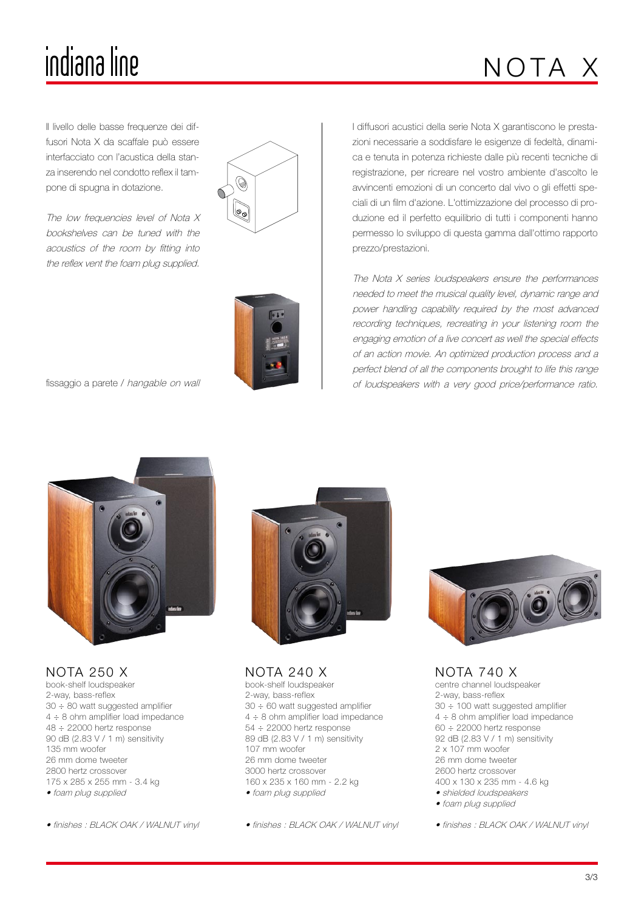# indiana line

# NOTA X

Il livello delle basse frequenze dei diffusori Nota X da scaffale può essere interfacciato con l'acustica della stanza inserendo nel condotto reflex il tampone di spugna in dotazione.

*The low frequencies level of Nota X bookshelves can be tuned with the acoustics of the room by fitting into the reflex vent the foam plug supplied.*

fissaggio a parete / *hangable on wall*

I diffusori acustici della serie Nota X garantiscono le prestazioni necessarie a soddisfare le esigenze di fedeltà, dinamica e tenuta in potenza richieste dalle più recenti tecniche di registrazione, per ricreare nel vostro ambiente d'ascolto le avvincenti emozioni di un concerto dal vivo o gli effetti speciali di un film d'azione. L'ottimizzazione del processo di produzione ed il perfetto equilibrio di tutti i componenti hanno permesso lo sviluppo di questa gamma dall'ottimo rapporto prezzo/prestazioni.

*The Nota X series loudspeakers ensure the performances needed to meet the musical quality level, dynamic range and power handling capability required by the most advanced recording techniques, recreating in your listening room the engaging emotion of a live concert as well the special effects of an action movie. An optimized production process and a perfect blend of all the components brought to life this range of loudspeakers with a very good price/performance ratio.*

## NOTA 250 X

book-shelf loudspeaker
2-way, bass-reflex
30 ÷ 80 watt suggested amplifier
4 ÷ 8 ohm amplifier load impedance
48 ÷ 22000 hertz response
90 dB (2.83 V / 1 m) sensitivity
135 mm woofer
26 mm dome tweeter
2800 hertz crossover
175 x 285 x 255 mm - 3.4 kg
• *foam plug supplied*

• *finishes : BLACK OAK / WALNUT vinyl*

## NOTA 240 X

book-shelf loudspeaker
2-way, bass-reflex
30 ÷ 60 watt suggested amplifier
4 ÷ 8 ohm amplifier load impedance
54 ÷ 22000 hertz response
89 dB (2.83 V / 1 m) sensitivity
107 mm woofer
26 mm dome tweeter
3000 hertz crossover
160 x 235 x 160 mm - 2.2 kg
• *foam plug supplied*

• *finishes : BLACK OAK / WALNUT vinyl*

## NOTA 740 X

centre channel loudspeaker
2-way, bass-reflex
30 ÷ 100 watt suggested amplifier
4 ÷ 8 ohm amplifier load impedance
60 ÷ 22000 hertz response
92 dB (2.83 V / 1 m) sensitivity
2 x 107 mm woofer
26 mm dome tweeter
2600 hertz crossover
400 x 130 x 235 mm - 4.6 kg
• *shielded loudspeakers*
• *foam plug supplied*

• *finishes : BLACK OAK / WALNUT vinyl*